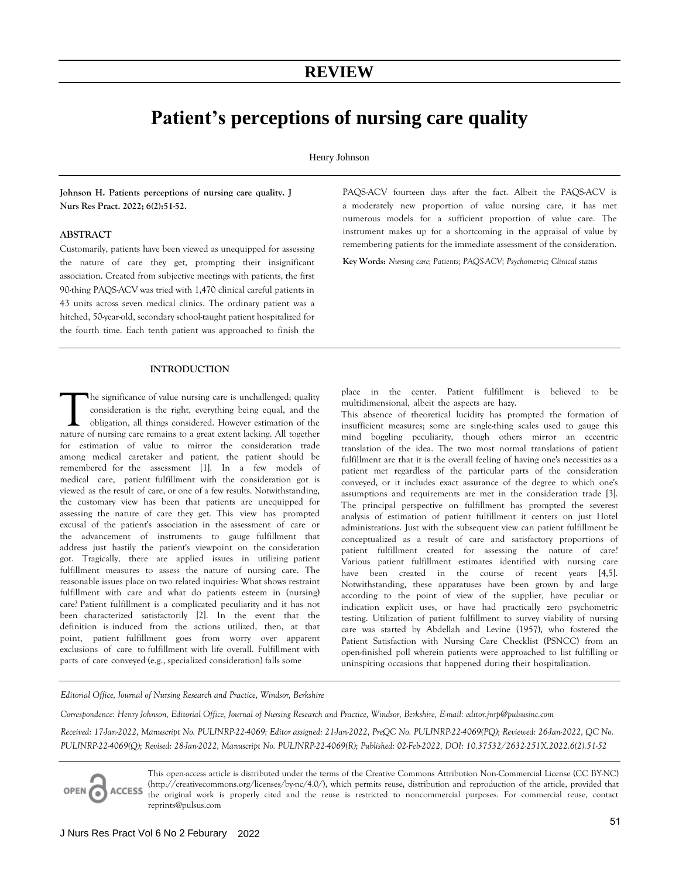## REVIEW

# Patient's perceptions of nursing care quality

Henry Johnson

**Johnson H. Patients perceptions of nursing care quality. J Nurs Res Pract. 2022; 6(2):51-52.**

### ABSTRACT

Customarily, patients have been viewed as unequipped for assessing the nature of care they get, prompting their insignificant association. Created from subjective meetings with patients, the first 90-thing PAQS-ACV was tried with 1,470 clinical careful patients in 43 units across seven medical clinics. The ordinary patient was a hitched, 50-year-old, secondary school-taught patient hospitalized for the fourth time. Each tenth patient was approached to finish the PAQS-ACV fourteen days after the fact. Albeit the PAQS-ACV is a moderately new proportion of value nursing care, it has met numerous models for a sufficient proportion of value care. The instrument makes up for a shortcoming in the appraisal of value by remembering patients for the immediate assessment of the consideration.

**Key Words:** *Nursing care; Patients; PAQS-ACV; Psychometric; Clinical status*

## INTRODUCTION

The significance of value nursing care is unchallenged; quality consideration is the right, everything being equal, and the obligation, all things considered. However estimation of the nature of nursing care remains to a great extent lacking. All together for estimation of value to mirror the consideration trade among medical caretaker and patient, the patient should be remembered for the assessment [1]. In a few models of medical care, patient fulfillment with the consideration got is viewed as the result of care, or one of a few results. Notwithstanding, the customary view has been that patients are unequipped for assessing the nature of care they get. This view has prompted excusal of the patient's association in the assessment of care or the advancement of instruments to gauge fulfillment that address just hastily the patient's viewpoint on the consideration got. Tragically, there are applied issues in utilizing patient fulfillment measures to assess the nature of nursing care. The reasonable issues place on two related inquiries: What shows restraint fulfillment with care and what do patients esteem in (nursing) care? Patient fulfillment is a complicated peculiarity and it has not been characterized satisfactorily [2]. In the event that the definition is induced from the actions utilized, then, at that point, patient fulfillment goes from worry over apparent exclusions of care to fulfillment with life overall. Fulfillment with parts of care conveyed (e.g., specialized consideration) falls some place in the center. Patient fulfillment is believed to be multidimensional, albeit the aspects are hazy.

This absence of theoretical lucidity has prompted the formation of insufficient measures; some are single-thing scales used to gauge this mind boggling peculiarity, though others mirror an eccentric translation of the idea. The two most normal translations of patient fulfillment are that it is the overall feeling of having one's necessities as a patient met regardless of the particular parts of the consideration conveyed, or it includes exact assurance of the degree to which one's assumptions and requirements are met in the consideration trade [3]. The principal perspective on fulfillment has prompted the severest analysis of estimation of patient fulfillment it centers on just Hotel administrations. Just with the subsequent view can patient fulfillment be conceptualized as a result of care and satisfactory proportions of patient fulfillment created for assessing the nature of care? Various patient fulfillment estimates identified with nursing care have been created in the course of recent years [4,5]. Notwithstanding, these apparatuses have been grown by and large according to the point of view of the supplier, have peculiar or indication explicit uses, or have had practically zero psychometric testing. Utilization of patient fulfillment to survey viability of nursing care was started by Abdellah and Levine (1957), who fostered the Patient Satisfaction with Nursing Care Checklist (PSNCC) from an open-finished poll wherein patients were approached to list fulfilling or uninspiring occasions that happened during their hospitalization.

*Editorial Office, Journal of Nursing Research and Practice, Windsor, Berkshire*

*Correspondence: Henry Johnson, Editorial Office, Journal of Nursing Research and Practice, Windsor, Berkshire, E-mail: editor.jnrp@pulsusinc.com*

*Received: 17-Jan-2022, Manuscript No. PULJNRP-22-4069; Editor assigned: 21-Jan-2022, PreQC No. PULJNRP-22-4069(PQ); Reviewed: 26-Jan-2022, QC No. PULJNRP-22-4069(Q); Revised: 28-Jan-2022, Manuscript No. PULJNRP-22-4069(R); Published: 02-Feb-2022, DOI: 10.37532/2632-251X.2022.6(2).51-52*

OPEN ACCESS This open-access article is distributed under the terms of the Creative Commons Attribution Non-Commercial License (CC BY-NC) (http://creativecommons.org/licenses/by-nc/4.0/), which permits reuse, distribution and reproduction of the article, provided that the original work is properly cited and the reuse is restricted to noncommercial purposes. For commercial reuse, contact reprints@pulsus.com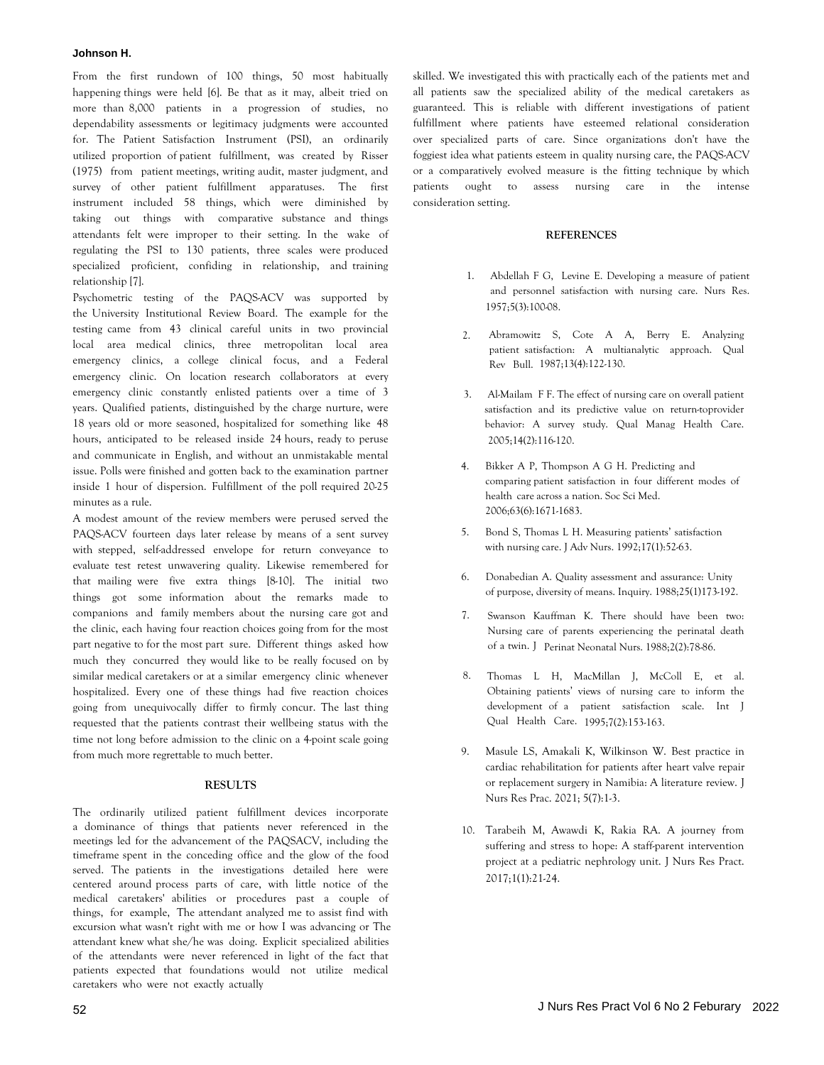From the first rundown of 100 things, 50 most habitually happening things were held [6]. Be that as it may, albeit tried on more than 8,000 patients in a progression of studies, no dependability assessments or legitimacy judgments were accounted for. The Patient Satisfaction Instrument (PSI), an ordinarily utilized proportion of patient fulfillment, was created by Risser (1975) from patient meetings, writing audit, master judgment, and survey of other patient fulfillment apparatuses. The first instrument included 58 things, which were diminished by taking out things with comparative substance and things attendants felt were improper to their setting. In the wake of regulating the PSI to 130 patients, three scales were produced specialized proficient, confiding in relationship, and training relationship [7].

Psychometric testing of the PAQS-ACV was supported by the University Institutional Review Board. The example for the testing came from 43 clinical careful units in two provincial local area medical clinics, three metropolitan local area emergency clinics, a college clinical focus, and a Federal emergency clinic. On location research collaborators at every emergency clinic constantly enlisted patients over a time of 3 years. Qualified patients, distinguished by the charge nurture, were 18 years old or more seasoned, hospitalized for something like 48 hours, anticipated to be released inside 24 hours, ready to peruse and communicate in English, and without an unmistakable mental issue. Polls were finished and gotten back to the examination partner inside 1 hour of dispersion. Fulfillment of the poll required 20-25 minutes as a rule.

A modest amount of the review members were perused served the PAQS-ACV fourteen days later release by means of a sent survey with stepped, self-addressed envelope for return conveyance to evaluate test retest unwavering quality. Likewise remembered for that mailing were five extra things [8-10]. The initial two things got some information about the remarks made to companions and family members about the nursing care got and the clinic, each having four reaction choices going from for the most part negative to for the most part sure. Different things asked how much they concurred they would like to be really focused on by similar medical caretakers or at a similar emergency clinic whenever hospitalized. Every one of these things had five reaction choices going from unequivocally differ to firmly concur. The last thing requested that the patients contrast their wellbeing status with the time not long before admission to the clinic on a 4-point scale going from much more regrettable to much better.

## RESULTS

The ordinarily utilized patient fulfillment devices incorporate a dominance of things that patients never referenced in the meetings led for the advancement of the PAQSACV, including the timeframe spent in the conceding office and the glow of the food served. The patients in the investigations detailed here were centered around process parts of care, with little notice of the medical caretakers' abilities or procedures past a couple of things, for example, The attendant analyzed me to assist find with excursion what wasn't right with me or how I was advancing or The attendant knew what she/he was doing. Explicit specialized abilities of the attendants were never referenced in light of the fact that patients expected that foundations would not utilize medical caretakers who were not exactly actually skilled. We investigated this with practically each of the patients met and all patients saw the specialized ability of the medical caretakers as guaranteed. This is reliable with different investigations of patient fulfillment where patients have esteemed relational consideration over specialized parts of care. Since organizations don't have the foggiest idea what patients esteem in quality nursing care, the PAQS-ACV or a comparatively evolved measure is the fitting technique by which patients ought to assess nursing care in the intense consideration setting.

## REFERENCES

1. Abdellah F G, Levine E. Developing a measure of patient and personnel satisfaction with nursing care. Nurs Res. 1957;5(3):100-08.
2. Abramowitz S, Cote A A, Berry E. Analyzing patient satisfaction: A multianalytic approach. Qual Rev Bull. 1987;13(4):122-130.
3. Al-Mailam F F. The effect of nursing care on overall patient satisfaction and its predictive value on return-toprovider behavior: A survey study. Qual Manag Health Care. 2005;14(2):116-120.
4. Bikker A P, Thompson A G H. Predicting and comparing patient satisfaction in four different modes of health care across a nation. Soc Sci Med. 2006;63(6):1671-1683.
5. Bond S, Thomas L H. Measuring patients' satisfaction with nursing care. J Adv Nurs. 1992;17(1):52-63.
6. Donabedian A. Quality assessment and assurance: Unity of purpose, diversity of means. Inquiry. 1988;25(1)173-192.
7. Swanson Kauffman K. There should have been two: Nursing care of parents experiencing the perinatal death of a twin. J Perinat Neonatal Nurs. 1988;2(2):78-86.
8. Thomas L H, MacMillan J, McColl E, et al. Obtaining patients' views of nursing care to inform the development of a patient satisfaction scale. Int J Qual Health Care. 1995;7(2):153-163.
9. Masule LS, Amakali K, Wilkinson W. Best practice in cardiac rehabilitation for patients after heart valve repair or replacement surgery in Namibia: A literature review. J Nurs Res Prac. 2021; 5(7):1-3.
10. Tarabeih M, Awawdi K, Rakia RA. A journey from suffering and stress to hope: A staff-parent intervention project at a pediatric nephrology unit. J Nurs Res Pract. 2017;1(1):21-24.